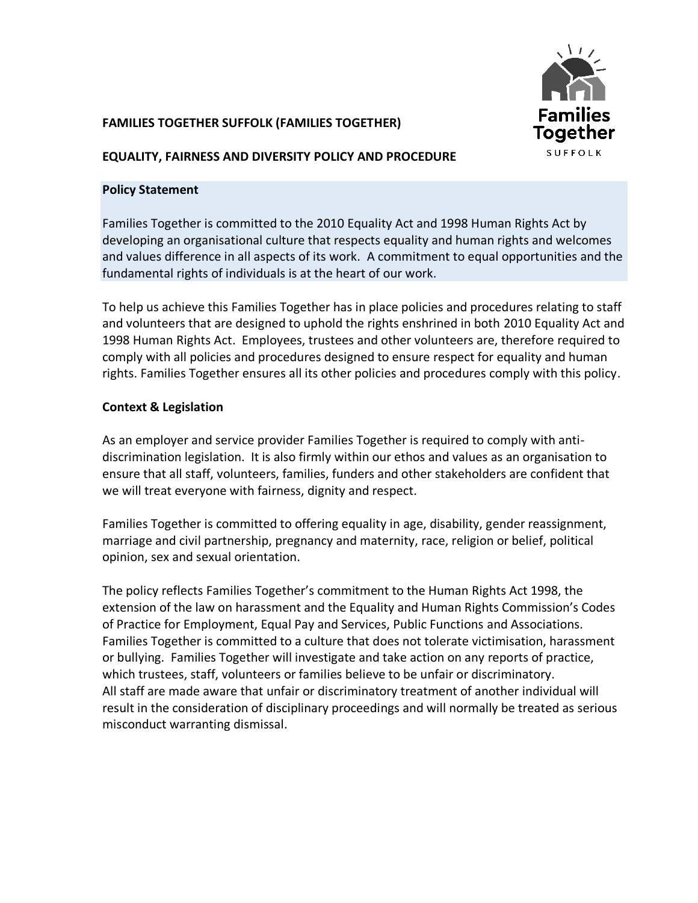# FAMILIES TOGETHER SUFFOLK (FAMILIES TOGETHER)

## EQUALITY, FAIRNESS AND DIVERSITY POLICY AND PROCEDURE

### Policy Statement

Families Together is committed to the 2010 Equality Act and 1998 Human Rights Act by developing an organisational culture that respects equality and human rights and welcomes and values difference in all aspects of its work. A commitment to equal opportunities and the fundamental rights of individuals is at the heart of our work.

To help us achieve this Families Together has in place policies and procedures relating to staff and volunteers that are designed to uphold the rights enshrined in both 2010 Equality Act and 1998 Human Rights Act. Employees, trustees and other volunteers are, therefore required to comply with all policies and procedures designed to ensure respect for equality and human rights. Families Together ensures all its other policies and procedures comply with this policy.

### Context & Legislation

As an employer and service provider Families Together is required to comply with anti-discrimination legislation. It is also firmly within our ethos and values as an organisation to ensure that all staff, volunteers, families, funders and other stakeholders are confident that we will treat everyone with fairness, dignity and respect.

Families Together is committed to offering equality in age, disability, gender reassignment, marriage and civil partnership, pregnancy and maternity, race, religion or belief, political opinion, sex and sexual orientation.

The policy reflects Families Together's commitment to the Human Rights Act 1998, the extension of the law on harassment and the Equality and Human Rights Commission's Codes of Practice for Employment, Equal Pay and Services, Public Functions and Associations. Families Together is committed to a culture that does not tolerate victimisation, harassment or bullying. Families Together will investigate and take action on any reports of practice, which trustees, staff, volunteers or families believe to be unfair or discriminatory.
All staff are made aware that unfair or discriminatory treatment of another individual will result in the consideration of disciplinary proceedings and will normally be treated as serious misconduct warranting dismissal.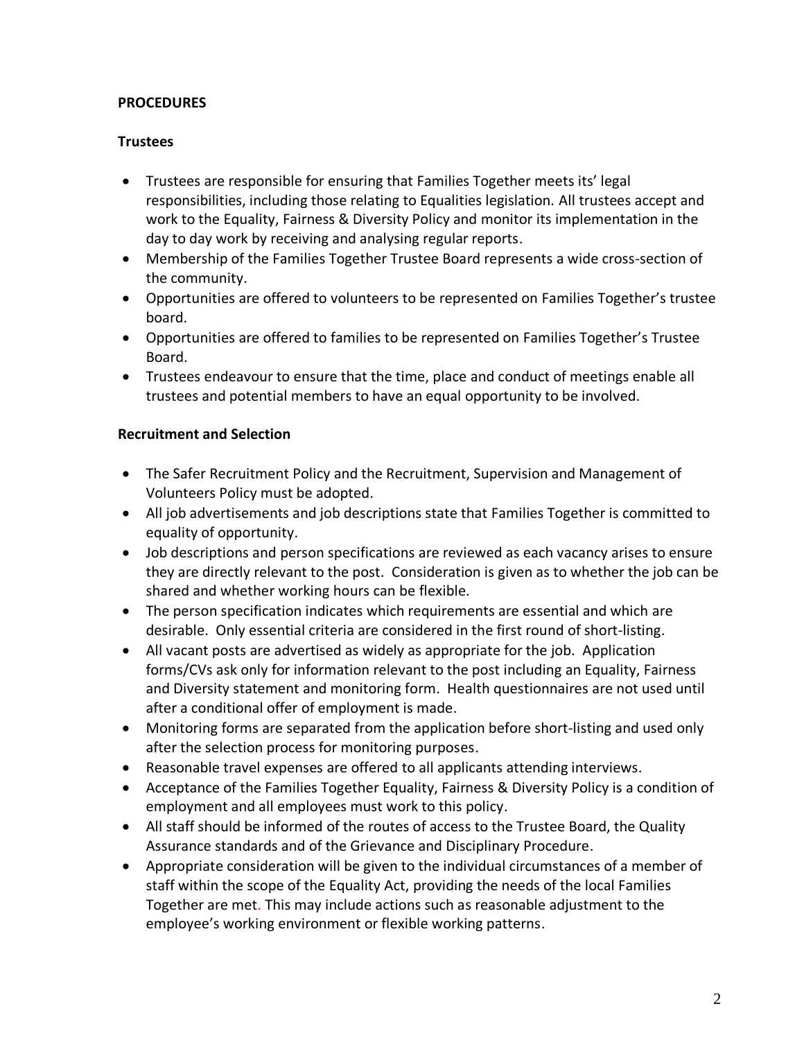**PROCEDURES**

**Trustees**

- Trustees are responsible for ensuring that Families Together meets its' legal responsibilities, including those relating to Equalities legislation. All trustees accept and work to the Equality, Fairness & Diversity Policy and monitor its implementation in the day to day work by receiving and analysing regular reports.
- Membership of the Families Together Trustee Board represents a wide cross-section of the community.
- Opportunities are offered to volunteers to be represented on Families Together's trustee board.
- Opportunities are offered to families to be represented on Families Together's Trustee Board.
- Trustees endeavour to ensure that the time, place and conduct of meetings enable all trustees and potential members to have an equal opportunity to be involved.

**Recruitment and Selection**

- The Safer Recruitment Policy and the Recruitment, Supervision and Management of Volunteers Policy must be adopted.
- All job advertisements and job descriptions state that Families Together is committed to equality of opportunity.
- Job descriptions and person specifications are reviewed as each vacancy arises to ensure they are directly relevant to the post. Consideration is given as to whether the job can be shared and whether working hours can be flexible.
- The person specification indicates which requirements are essential and which are desirable. Only essential criteria are considered in the first round of short-listing.
- All vacant posts are advertised as widely as appropriate for the job. Application forms/CVs ask only for information relevant to the post including an Equality, Fairness and Diversity statement and monitoring form. Health questionnaires are not used until after a conditional offer of employment is made.
- Monitoring forms are separated from the application before short-listing and used only after the selection process for monitoring purposes.
- Reasonable travel expenses are offered to all applicants attending interviews.
- Acceptance of the Families Together Equality, Fairness & Diversity Policy is a condition of employment and all employees must work to this policy.
- All staff should be informed of the routes of access to the Trustee Board, the Quality Assurance standards and of the Grievance and Disciplinary Procedure.
- Appropriate consideration will be given to the individual circumstances of a member of staff within the scope of the Equality Act, providing the needs of the local Families Together are met. This may include actions such as reasonable adjustment to the employee's working environment or flexible working patterns.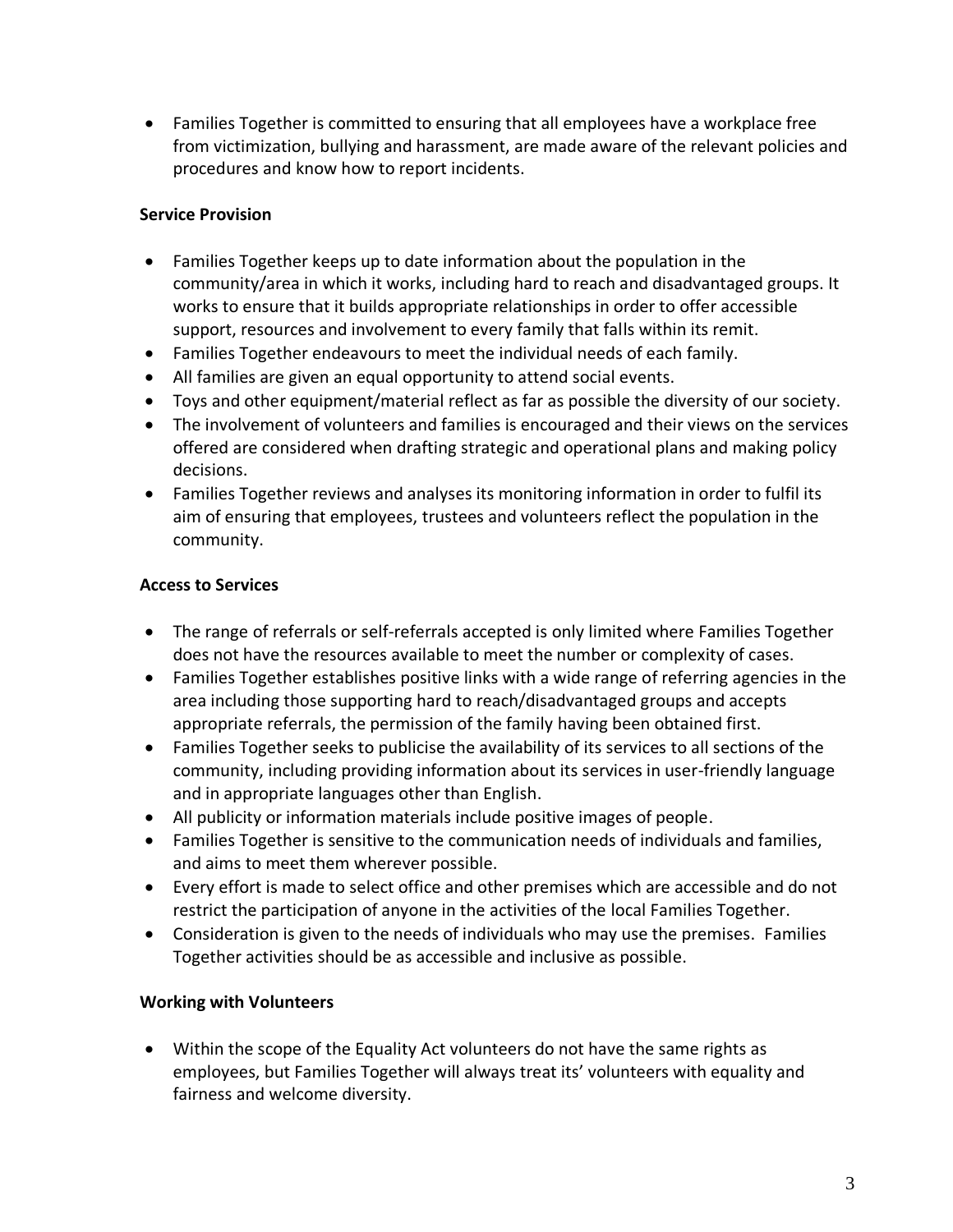- Families Together is committed to ensuring that all employees have a workplace free from victimization, bullying and harassment, are made aware of the relevant policies and procedures and know how to report incidents.

**Service Provision**

- Families Together keeps up to date information about the population in the community/area in which it works, including hard to reach and disadvantaged groups. It works to ensure that it builds appropriate relationships in order to offer accessible support, resources and involvement to every family that falls within its remit.
- Families Together endeavours to meet the individual needs of each family.
- All families are given an equal opportunity to attend social events.
- Toys and other equipment/material reflect as far as possible the diversity of our society.
- The involvement of volunteers and families is encouraged and their views on the services offered are considered when drafting strategic and operational plans and making policy decisions.
- Families Together reviews and analyses its monitoring information in order to fulfil its aim of ensuring that employees, trustees and volunteers reflect the population in the community.

**Access to Services**

- The range of referrals or self-referrals accepted is only limited where Families Together does not have the resources available to meet the number or complexity of cases.
- Families Together establishes positive links with a wide range of referring agencies in the area including those supporting hard to reach/disadvantaged groups and accepts appropriate referrals, the permission of the family having been obtained first.
- Families Together seeks to publicise the availability of its services to all sections of the community, including providing information about its services in user-friendly language and in appropriate languages other than English.
- All publicity or information materials include positive images of people.
- Families Together is sensitive to the communication needs of individuals and families, and aims to meet them wherever possible.
- Every effort is made to select office and other premises which are accessible and do not restrict the participation of anyone in the activities of the local Families Together.
- Consideration is given to the needs of individuals who may use the premises. Families Together activities should be as accessible and inclusive as possible.

**Working with Volunteers**

- Within the scope of the Equality Act volunteers do not have the same rights as employees, but Families Together will always treat its' volunteers with equality and fairness and welcome diversity.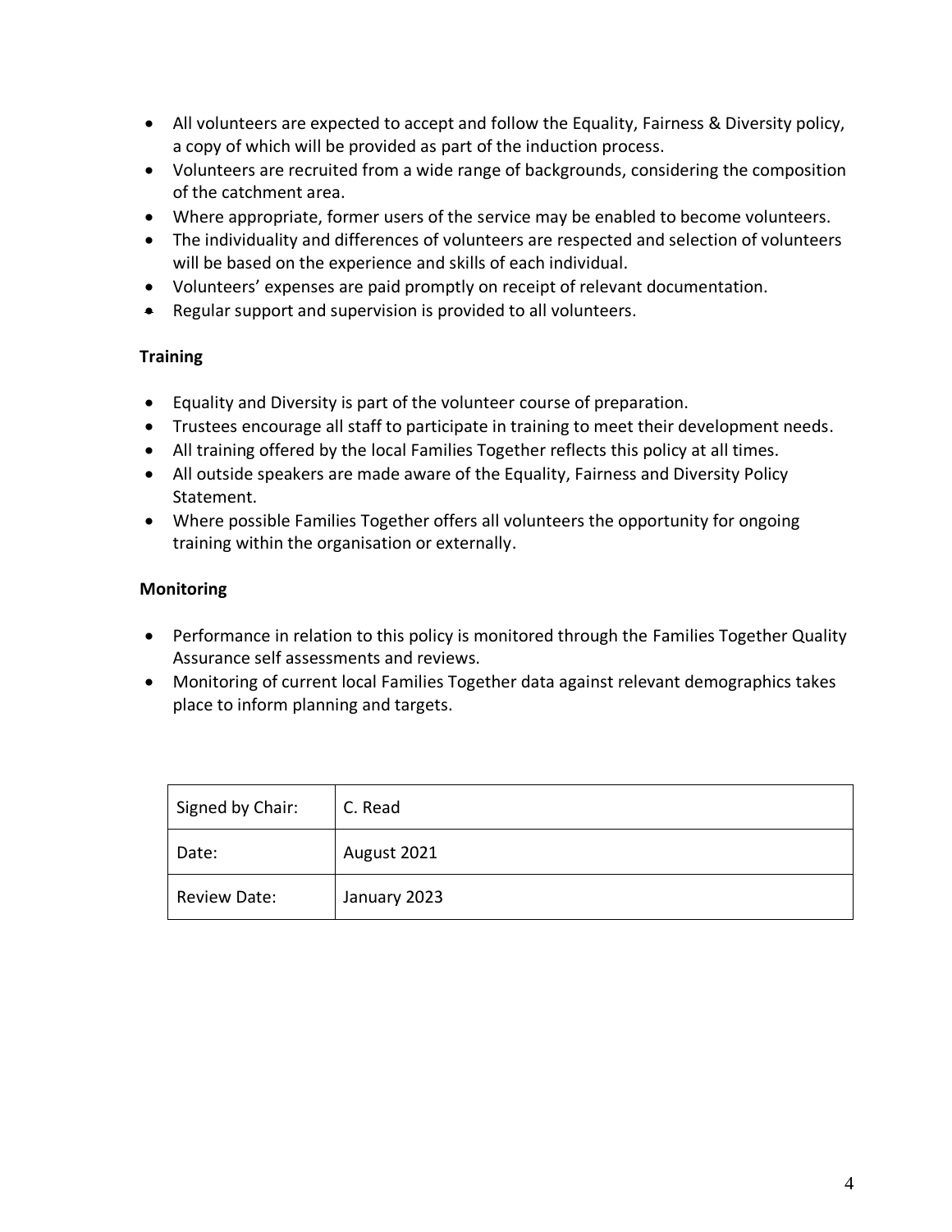- All volunteers are expected to accept and follow the Equality, Fairness & Diversity policy, a copy of which will be provided as part of the induction process.
- Volunteers are recruited from a wide range of backgrounds, considering the composition of the catchment area.
- Where appropriate, former users of the service may be enabled to become volunteers.
- The individuality and differences of volunteers are respected and selection of volunteers will be based on the experience and skills of each individual.
- Volunteers' expenses are paid promptly on receipt of relevant documentation.
- Regular support and supervision is provided to all volunteers.

**Training**

- Equality and Diversity is part of the volunteer course of preparation.
- Trustees encourage all staff to participate in training to meet their development needs.
- All training offered by the local Families Together reflects this policy at all times.
- All outside speakers are made aware of the Equality, Fairness and Diversity Policy Statement.
- Where possible Families Together offers all volunteers the opportunity for ongoing training within the organisation or externally.

**Monitoring**

- Performance in relation to this policy is monitored through the Families Together Quality Assurance self assessments and reviews.
- Monitoring of current local Families Together data against relevant demographics takes place to inform planning and targets.

| | |
|---|---|
| Signed by Chair: | C. Read |
| Date: | August 2021 |
| Review Date: | January 2023 |